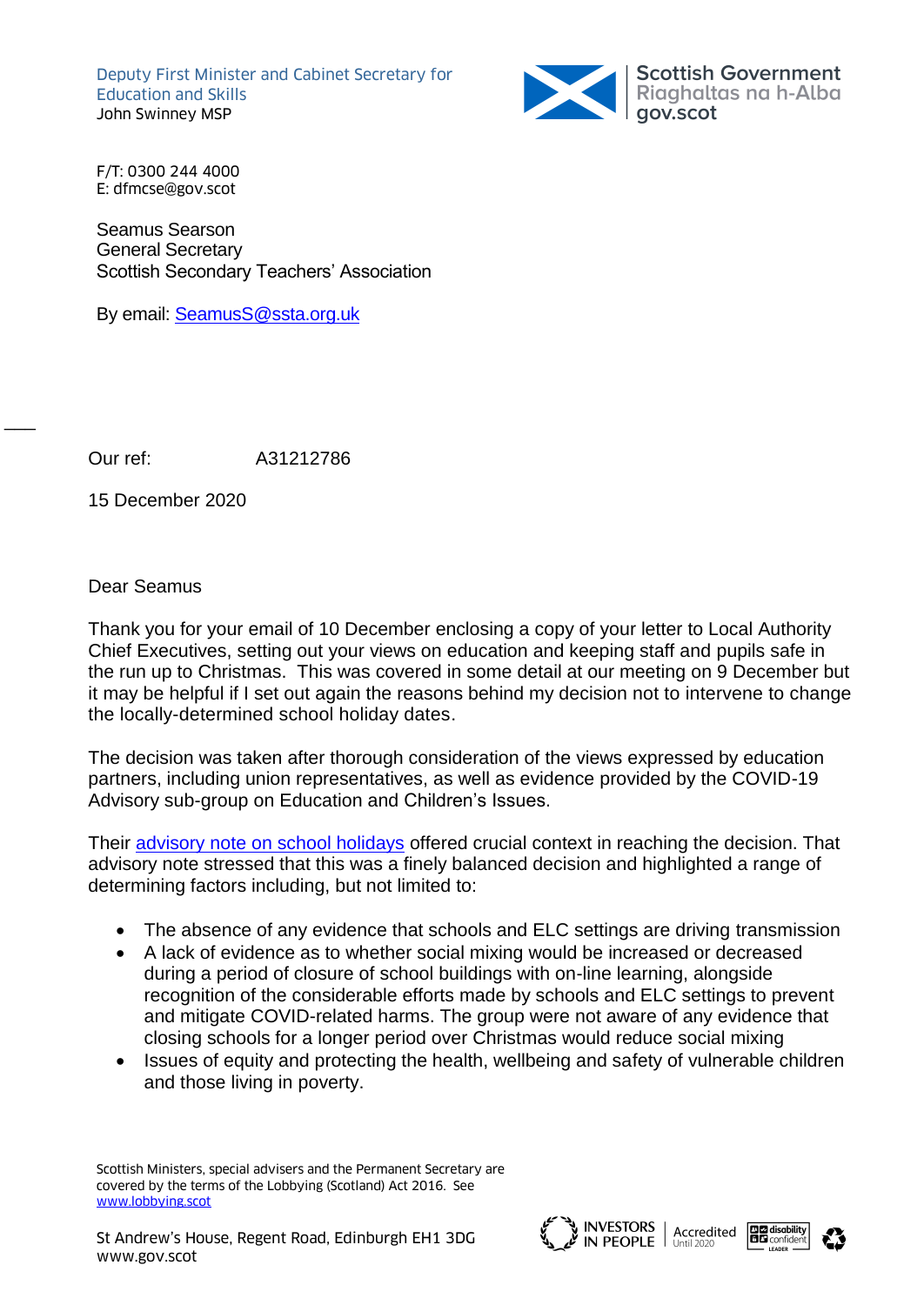Deputy First Minister and Cabinet Secretary for Education and Skills
John Swinney MSP

Scottish Government
Riaghaltas na h-Alba
gov.scot

F/T: 0300 244 4000
E: dfmcse@gov.scot

Seamus Searson
General Secretary
Scottish Secondary Teachers' Association

By email: [SeamusS@ssta.org.uk](mailto:SeamusS@ssta.org.uk)

Our ref: A31212786

15 December 2020

Dear Seamus

Thank you for your email of 10 December enclosing a copy of your letter to Local Authority Chief Executives, setting out your views on education and keeping staff and pupils safe in the run up to Christmas. This was covered in some detail at our meeting on 9 December but it may be helpful if I set out again the reasons behind my decision not to intervene to change the locally-determined school holiday dates.

The decision was taken after thorough consideration of the views expressed by education partners, including union representatives, as well as evidence provided by the COVID-19 Advisory sub-group on Education and Children's Issues.

Their advisory note on school holidays offered crucial context in reaching the decision. That advisory note stressed that this was a finely balanced decision and highlighted a range of determining factors including, but not limited to:

- The absence of any evidence that schools and ELC settings are driving transmission
- A lack of evidence as to whether social mixing would be increased or decreased during a period of closure of school buildings with on-line learning, alongside recognition of the considerable efforts made by schools and ELC settings to prevent and mitigate COVID-related harms. The group were not aware of any evidence that closing schools for a longer period over Christmas would reduce social mixing
- Issues of equity and protecting the health, wellbeing and safety of vulnerable children and those living in poverty.

Scottish Ministers, special advisers and the Permanent Secretary are covered by the terms of the Lobbying (Scotland) Act 2016. See www.lobbying.scot

St Andrew's House, Regent Road, Edinburgh EH1 3DG
www.gov.scot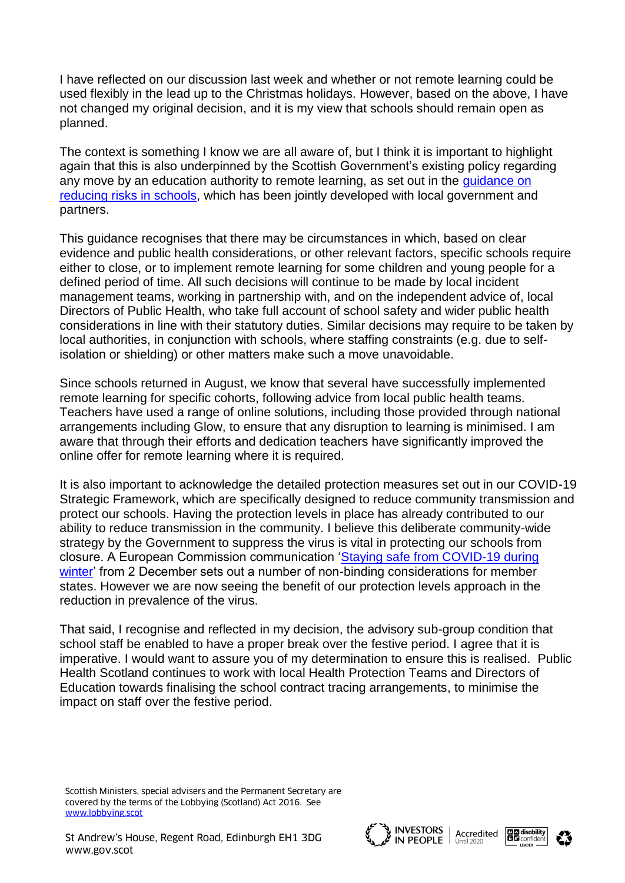I have reflected on our discussion last week and whether or not remote learning could be used flexibly in the lead up to the Christmas holidays. However, based on the above, I have not changed my original decision, and it is my view that schools should remain open as planned.

The context is something I know we are all aware of, but I think it is important to highlight again that this is also underpinned by the Scottish Government's existing policy regarding any move by an education authority to remote learning, as set out in the guidance on reducing risks in schools, which has been jointly developed with local government and partners.

This guidance recognises that there may be circumstances in which, based on clear evidence and public health considerations, or other relevant factors, specific schools require either to close, or to implement remote learning for some children and young people for a defined period of time. All such decisions will continue to be made by local incident management teams, working in partnership with, and on the independent advice of, local Directors of Public Health, who take full account of school safety and wider public health considerations in line with their statutory duties. Similar decisions may require to be taken by local authorities, in conjunction with schools, where staffing constraints (e.g. due to self-isolation or shielding) or other matters make such a move unavoidable.

Since schools returned in August, we know that several have successfully implemented remote learning for specific cohorts, following advice from local public health teams. Teachers have used a range of online solutions, including those provided through national arrangements including Glow, to ensure that any disruption to learning is minimised. I am aware that through their efforts and dedication teachers have significantly improved the online offer for remote learning where it is required.

It is also important to acknowledge the detailed protection measures set out in our COVID-19 Strategic Framework, which are specifically designed to reduce community transmission and protect our schools. Having the protection levels in place has already contributed to our ability to reduce transmission in the community. I believe this deliberate community-wide strategy by the Government to suppress the virus is vital in protecting our schools from closure. A European Commission communication 'Staying safe from COVID-19 during winter' from 2 December sets out a number of non-binding considerations for member states. However we are now seeing the benefit of our protection levels approach in the reduction in prevalence of the virus.

That said, I recognise and reflected in my decision, the advisory sub-group condition that school staff be enabled to have a proper break over the festive period. I agree that it is imperative. I would want to assure you of my determination to ensure this is realised. Public Health Scotland continues to work with local Health Protection Teams and Directors of Education towards finalising the school contract tracing arrangements, to minimise the impact on staff over the festive period.

Scottish Ministers, special advisers and the Permanent Secretary are covered by the terms of the Lobbying (Scotland) Act 2016. See www.lobbying.scot

St Andrew's House, Regent Road, Edinburgh EH1 3DG
www.gov.scot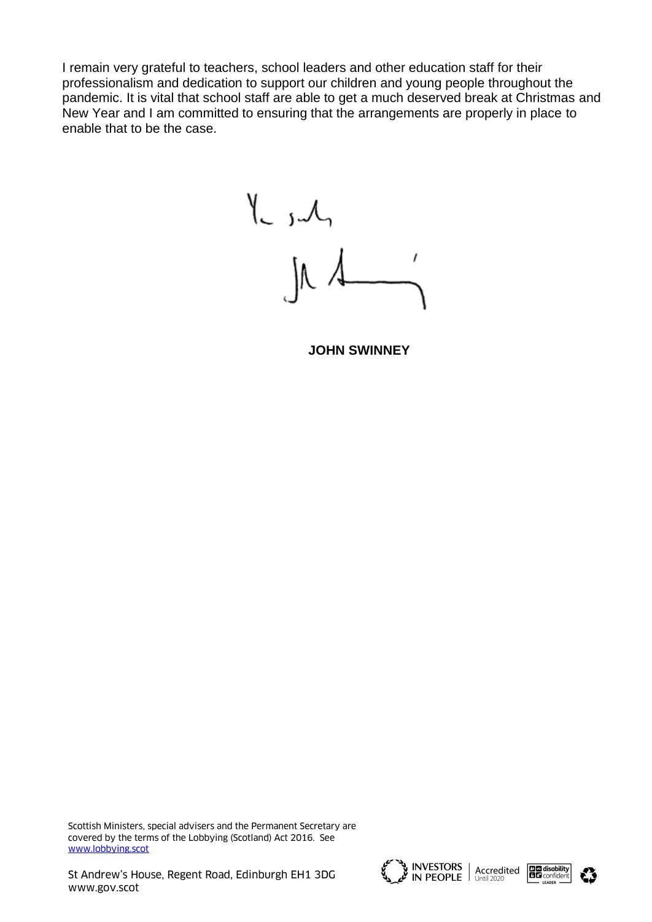I remain very grateful to teachers, school leaders and other education staff for their professionalism and dedication to support our children and young people throughout the pandemic. It is vital that school staff are able to get a much deserved break at Christmas and New Year and I am committed to ensuring that the arrangements are properly in place to enable that to be the case.

**JOHN SWINNEY**

Scottish Ministers, special advisers and the Permanent Secretary are covered by the terms of the Lobbying (Scotland) Act 2016. See www.lobbying.scot

St Andrew's House, Regent Road, Edinburgh EH1 3DG
www.gov.scot

INVESTORS IN PEOPLE | Accredited Until 2020

disability confident LEADER